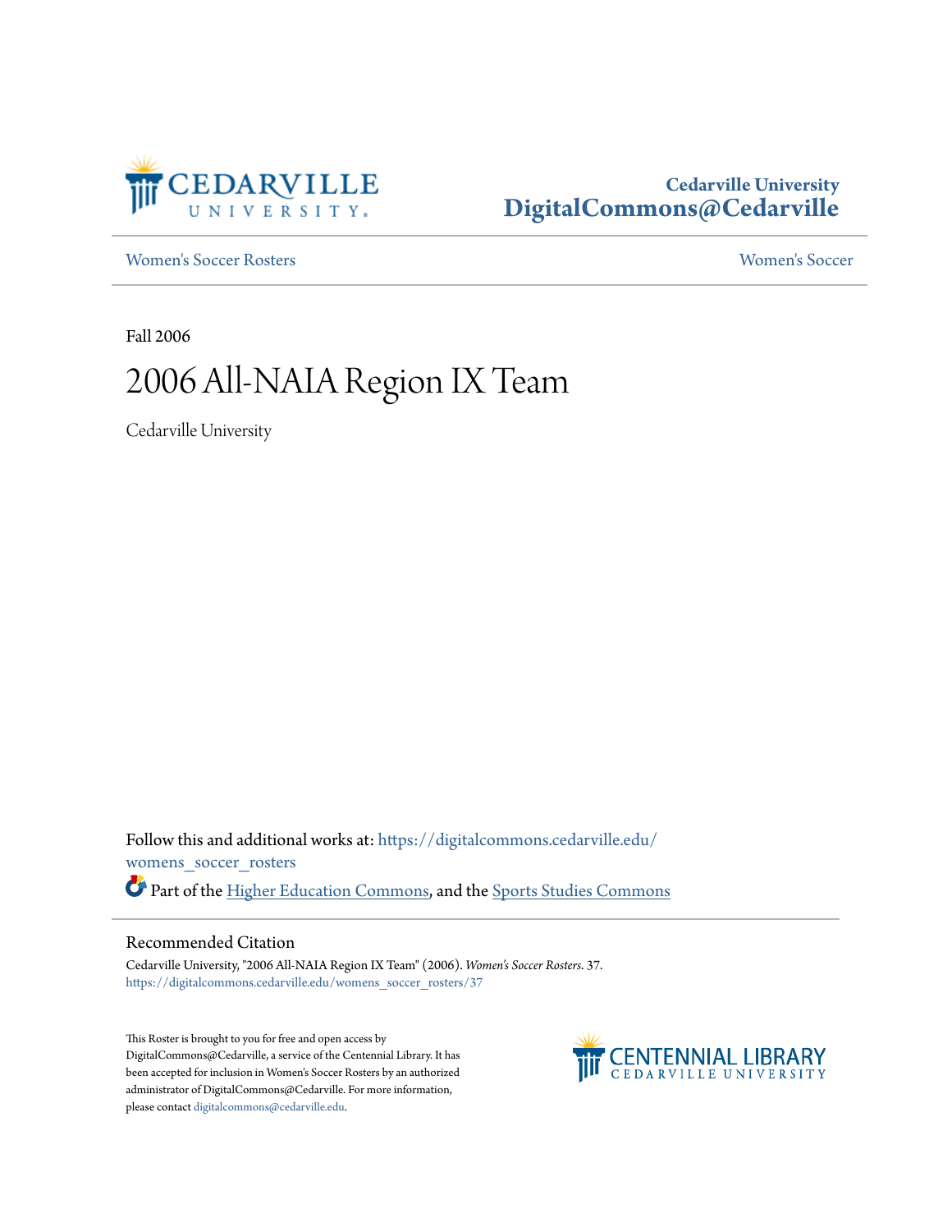Cedarville University
DigitalCommons@Cedarville

Women's Soccer Rosters | Women's Soccer

Fall 2006

# 2006 All-NAIA Region IX Team

Cedarville University

Follow this and additional works at: https://digitalcommons.cedarville.edu/womens_soccer_rosters

Part of the Higher Education Commons, and the Sports Studies Commons

## Recommended Citation

Cedarville University, "2006 All-NAIA Region IX Team" (2006). *Women's Soccer Rosters*. 37.
https://digitalcommons.cedarville.edu/womens_soccer_rosters/37

This Roster is brought to you for free and open access by DigitalCommons@Cedarville, a service of the Centennial Library. It has been accepted for inclusion in Women's Soccer Rosters by an authorized administrator of DigitalCommons@Cedarville. For more information, please contact digitalcommons@cedarville.edu.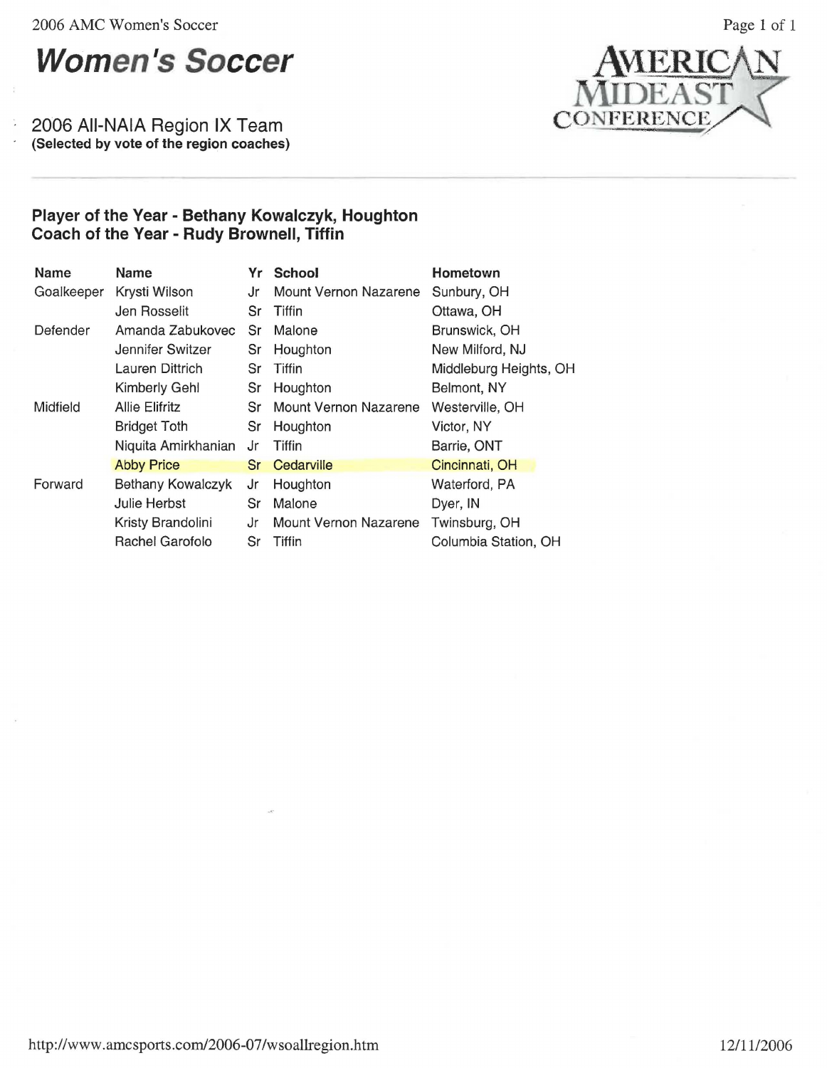# Women's Soccer

## 2006 All-NAIA Region IX Team

**(Selected by vote of the region coaches)**

### Player of the Year - Bethany Kowalczyk, Houghton
### Coach of the Year - Rudy Brownell, Tiffin

| Name | Name | Yr | School | Hometown |
|---|---|---|---|---|
| Goalkeeper | Krysti Wilson | Jr | Mount Vernon Nazarene | Sunbury, OH |
| | Jen Rosselit | Sr | Tiffin | Ottawa, OH |
| Defender | Amanda Zabukovec | Sr | Malone | Brunswick, OH |
| | Jennifer Switzer | Sr | Houghton | New Milford, NJ |
| | Lauren Dittrich | Sr | Tiffin | Middleburg Heights, OH |
| | Kimberly Gehl | Sr | Houghton | Belmont, NY |
| Midfield | Allie Elifritz | Sr | Mount Vernon Nazarene | Westerville, OH |
| | Bridget Toth | Sr | Houghton | Victor, NY |
| | Niquita Amirkhanian | Jr | Tiffin | Barrie, ONT |
| | Abby Price | Sr | Cedarville | Cincinnati, OH |
| Forward | Bethany Kowalczyk | Jr | Houghton | Waterford, PA |
| | Julie Herbst | Sr | Malone | Dyer, IN |
| | Kristy Brandolini | Jr | Mount Vernon Nazarene | Twinsburg, OH |
| | Rachel Garofolo | Sr | Tiffin | Columbia Station, OH |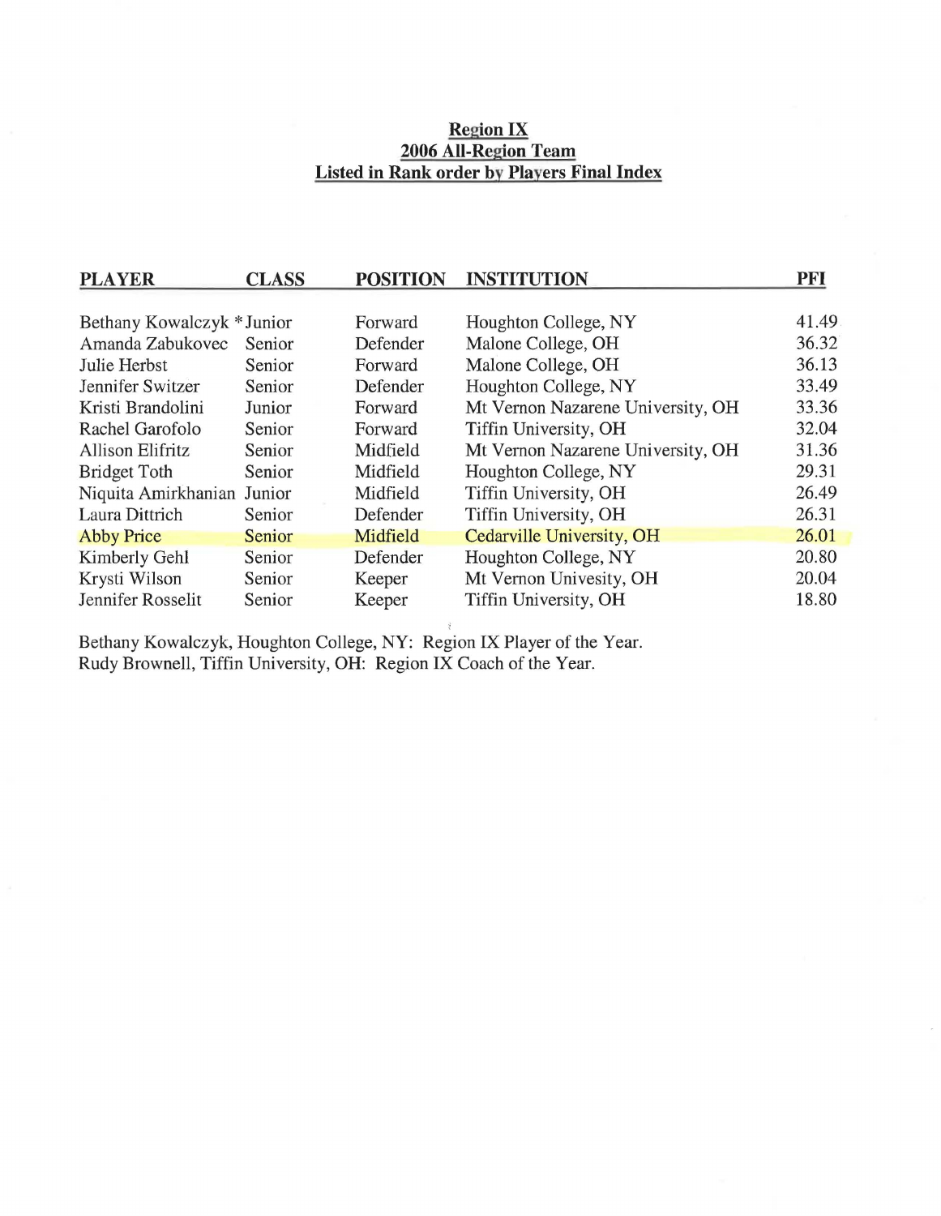**Region IX**
**2006 All-Region Team**
**Listed in Rank order by Players Final Index**

| PLAYER | CLASS | POSITION | INSTITUTION | PFI |
|---|---|---|---|---|
| Bethany Kowalczyk | *Junior | Forward | Houghton College, NY | 41.49 |
| Amanda Zabukovec | Senior | Defender | Malone College, OH | 36.32 |
| Julie Herbst | Senior | Forward | Malone College, OH | 36.13 |
| Jennifer Switzer | Senior | Defender | Houghton College, NY | 33.49 |
| Kristi Brandolini | Junior | Forward | Mt Vernon Nazarene University, OH | 33.36 |
| Rachel Garofolo | Senior | Forward | Tiffin University, OH | 32.04 |
| Allison Elifritz | Senior | Midfield | Mt Vernon Nazarene University, OH | 31.36 |
| Bridget Toth | Senior | Midfield | Houghton College, NY | 29.31 |
| Niquita Amirkhanian | Junior | Midfield | Tiffin University, OH | 26.49 |
| Laura Dittrich | Senior | Defender | Tiffin University, OH | 26.31 |
| Abby Price | Senior | Midfield | Cedarville University, OH | 26.01 |
| Kimberly Gehl | Senior | Defender | Houghton College, NY | 20.80 |
| Krysti Wilson | Senior | Keeper | Mt Vernon Univesity, OH | 20.04 |
| Jennifer Rosselit | Senior | Keeper | Tiffin University, OH | 18.80 |

Bethany Kowalczyk, Houghton College, NY: Region IX Player of the Year.
Rudy Brownell, Tiffin University, OH: Region IX Coach of the Year.